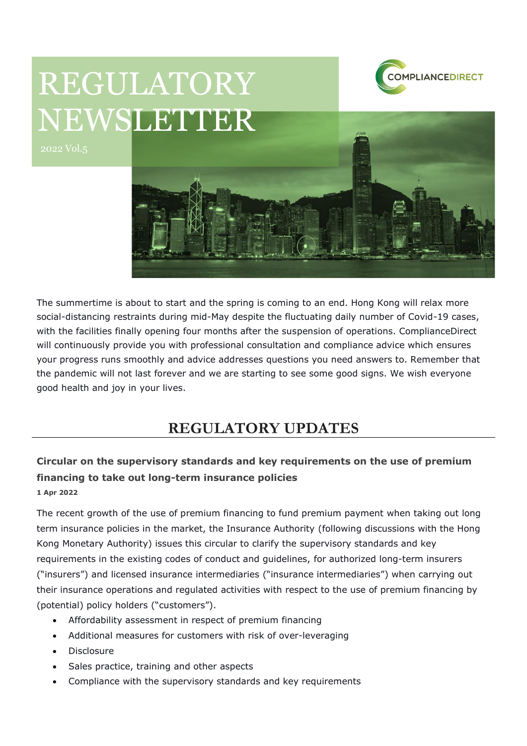# REGULATORY NEWSLETTER

2022 Vol.5

COMPLIANCEDIRECT

The summertime is about to start and the spring is coming to an end. Hong Kong will relax more social-distancing restraints during mid-May despite the fluctuating daily number of Covid-19 cases, with the facilities finally opening four months after the suspension of operations. ComplianceDirect will continuously provide you with professional consultation and compliance advice which ensures your progress runs smoothly and advice addresses questions you need answers to. Remember that the pandemic will not last forever and we are starting to see some good signs. We wish everyone good health and joy in your lives.

## REGULATORY UPDATES

### Circular on the supervisory standards and key requirements on the use of premium financing to take out long-term insurance policies

**1 Apr 2022**

The recent growth of the use of premium financing to fund premium payment when taking out long term insurance policies in the market, the Insurance Authority (following discussions with the Hong Kong Monetary Authority) issues this circular to clarify the supervisory standards and key requirements in the existing codes of conduct and guidelines, for authorized long-term insurers ("insurers") and licensed insurance intermediaries ("insurance intermediaries") when carrying out their insurance operations and regulated activities with respect to the use of premium financing by (potential) policy holders ("customers").

- Affordability assessment in respect of premium financing
- Additional measures for customers with risk of over-leveraging
- Disclosure
- Sales practice, training and other aspects
- Compliance with the supervisory standards and key requirements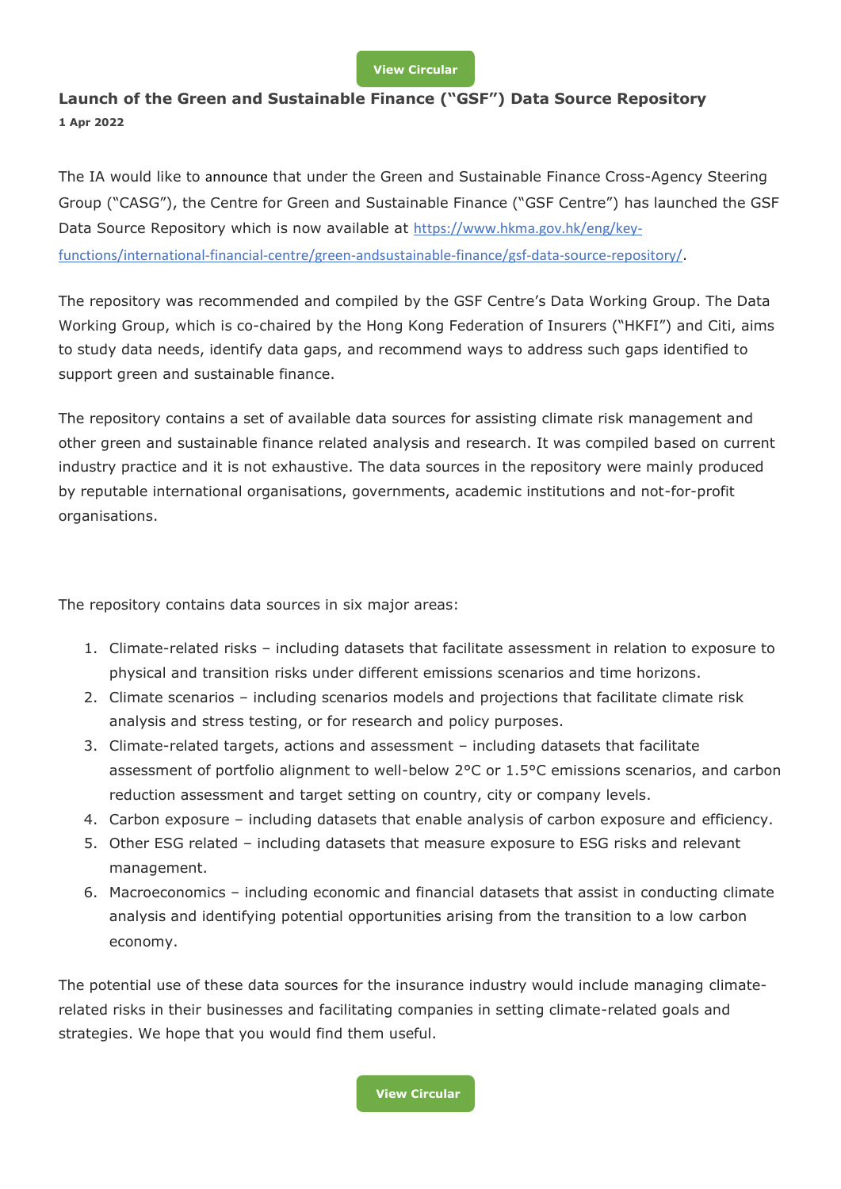View Circular

## Launch of the Green and Sustainable Finance ("GSF") Data Source Repository

**1 Apr 2022**

The IA would like to announce that under the Green and Sustainable Finance Cross-Agency Steering Group ("CASG"), the Centre for Green and Sustainable Finance ("GSF Centre") has launched the GSF Data Source Repository which is now available at https://www.hkma.gov.hk/eng/key-functions/international-financial-centre/green-andsustainable-finance/gsf-data-source-repository/.

The repository was recommended and compiled by the GSF Centre's Data Working Group. The Data Working Group, which is co-chaired by the Hong Kong Federation of Insurers ("HKFI") and Citi, aims to study data needs, identify data gaps, and recommend ways to address such gaps identified to support green and sustainable finance.

The repository contains a set of available data sources for assisting climate risk management and other green and sustainable finance related analysis and research. It was compiled based on current industry practice and it is not exhaustive. The data sources in the repository were mainly produced by reputable international organisations, governments, academic institutions and not-for-profit organisations.

The repository contains data sources in six major areas:

1. Climate-related risks – including datasets that facilitate assessment in relation to exposure to physical and transition risks under different emissions scenarios and time horizons.
2. Climate scenarios – including scenarios models and projections that facilitate climate risk analysis and stress testing, or for research and policy purposes.
3. Climate-related targets, actions and assessment – including datasets that facilitate assessment of portfolio alignment to well-below 2°C or 1.5°C emissions scenarios, and carbon reduction assessment and target setting on country, city or company levels.
4. Carbon exposure – including datasets that enable analysis of carbon exposure and efficiency.
5. Other ESG related – including datasets that measure exposure to ESG risks and relevant management.
6. Macroeconomics – including economic and financial datasets that assist in conducting climate analysis and identifying potential opportunities arising from the transition to a low carbon economy.

The potential use of these data sources for the insurance industry would include managing climate-related risks in their businesses and facilitating companies in setting climate-related goals and strategies. We hope that you would find them useful.

View Circular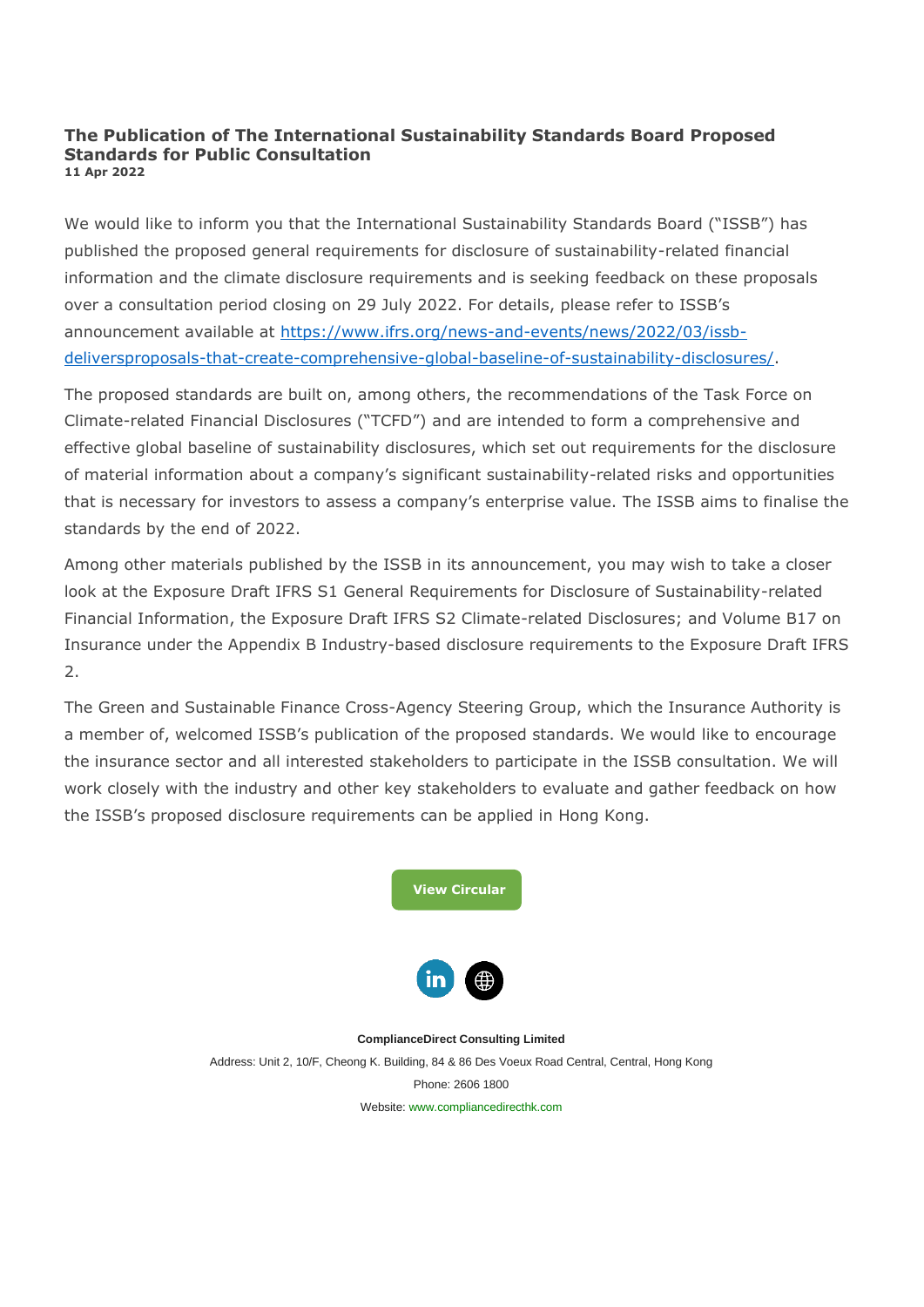## The Publication of The International Sustainability Standards Board Proposed Standards for Public Consultation

**11 Apr 2022**

We would like to inform you that the International Sustainability Standards Board ("ISSB") has published the proposed general requirements for disclosure of sustainability-related financial information and the climate disclosure requirements and is seeking feedback on these proposals over a consultation period closing on 29 July 2022. For details, please refer to ISSB's announcement available at [https://www.ifrs.org/news-and-events/news/2022/03/issb-deliversproposals-that-create-comprehensive-global-baseline-of-sustainability-disclosures/](https://www.ifrs.org/news-and-events/news/2022/03/issb-deliversproposals-that-create-comprehensive-global-baseline-of-sustainability-disclosures/).

The proposed standards are built on, among others, the recommendations of the Task Force on Climate-related Financial Disclosures ("TCFD") and are intended to form a comprehensive and effective global baseline of sustainability disclosures, which set out requirements for the disclosure of material information about a company's significant sustainability-related risks and opportunities that is necessary for investors to assess a company's enterprise value. The ISSB aims to finalise the standards by the end of 2022.

Among other materials published by the ISSB in its announcement, you may wish to take a closer look at the Exposure Draft IFRS S1 General Requirements for Disclosure of Sustainability-related Financial Information, the Exposure Draft IFRS S2 Climate-related Disclosures; and Volume B17 on Insurance under the Appendix B Industry-based disclosure requirements to the Exposure Draft IFRS 2.

The Green and Sustainable Finance Cross-Agency Steering Group, which the Insurance Authority is a member of, welcomed ISSB's publication of the proposed standards. We would like to encourage the insurance sector and all interested stakeholders to participate in the ISSB consultation. We will work closely with the industry and other key stakeholders to evaluate and gather feedback on how the ISSB's proposed disclosure requirements can be applied in Hong Kong.

**View Circular**

**ComplianceDirect Consulting Limited**

Address: Unit 2, 10/F, Cheong K. Building, 84 & 86 Des Voeux Road Central, Central, Hong Kong

Phone: 2606 1800

Website: www.compliancedirecthk.com